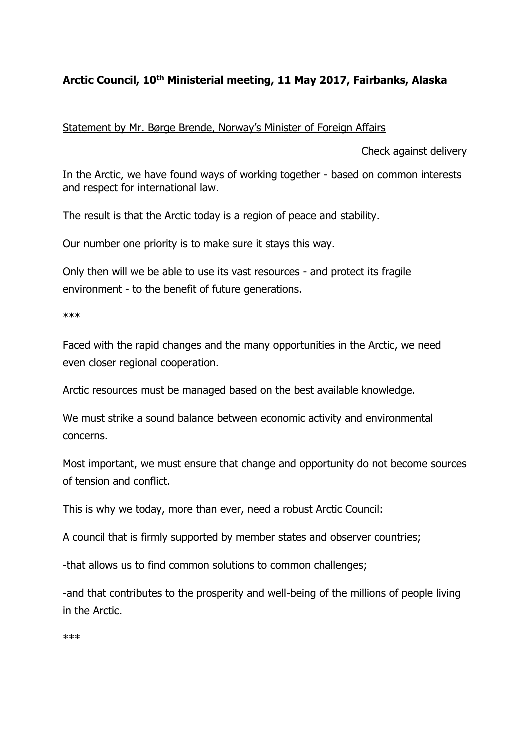**Arctic Council, 10th Ministerial meeting, 11 May 2017, Fairbanks, Alaska**

Statement by Mr. Børge Brende, Norway's Minister of Foreign Affairs

Check against delivery

In the Arctic, we have found ways of working together - based on common interests and respect for international law.

The result is that the Arctic today is a region of peace and stability.

Our number one priority is to make sure it stays this way.

Only then will we be able to use its vast resources - and protect its fragile environment - to the benefit of future generations.

***

Faced with the rapid changes and the many opportunities in the Arctic, we need even closer regional cooperation.

Arctic resources must be managed based on the best available knowledge.

We must strike a sound balance between economic activity and environmental concerns.

Most important, we must ensure that change and opportunity do not become sources of tension and conflict.

This is why we today, more than ever, need a robust Arctic Council:

A council that is firmly supported by member states and observer countries;

-that allows us to find common solutions to common challenges;

-and that contributes to the prosperity and well-being of the millions of people living in the Arctic.

***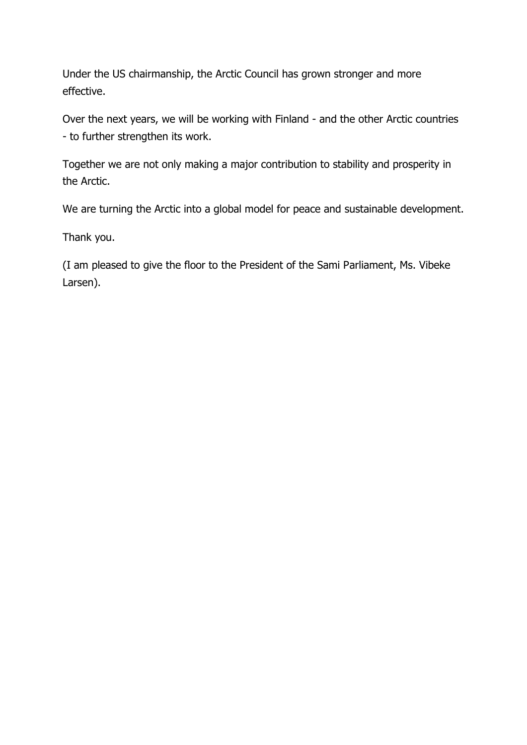Under the US chairmanship, the Arctic Council has grown stronger and more effective.

Over the next years, we will be working with Finland - and the other Arctic countries - to further strengthen its work.

Together we are not only making a major contribution to stability and prosperity in the Arctic.

We are turning the Arctic into a global model for peace and sustainable development.

Thank you.

(I am pleased to give the floor to the President of the Sami Parliament, Ms. Vibeke Larsen).